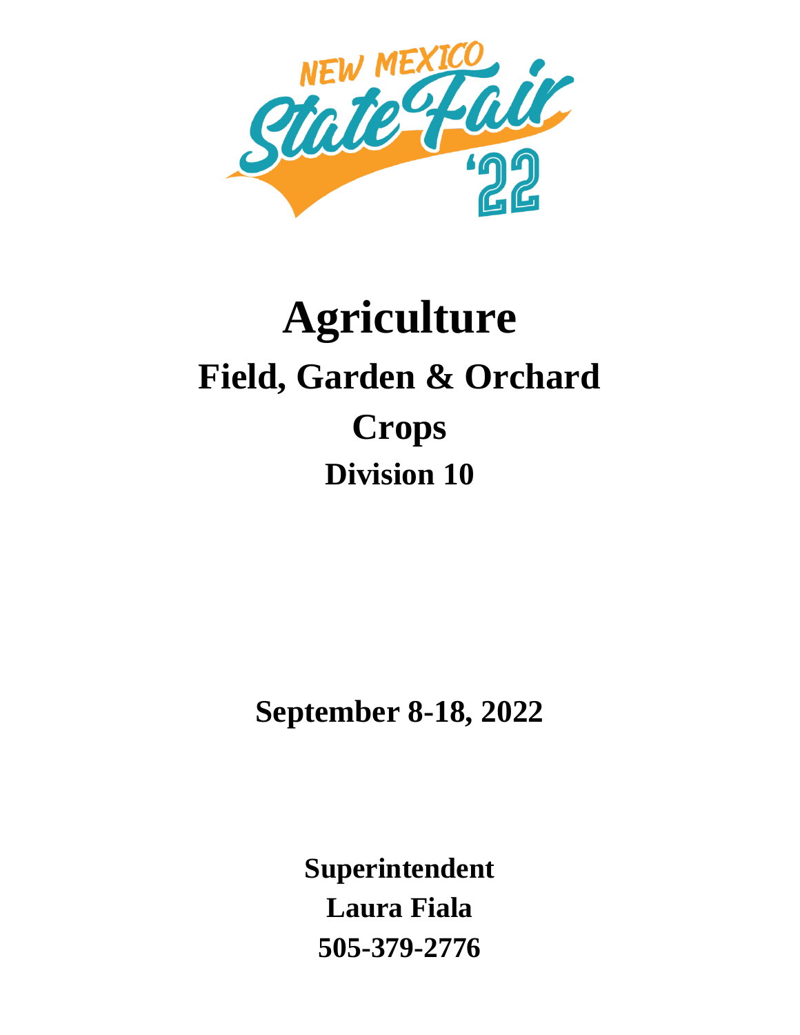NEW MEXICO State Fair '22

# Agriculture

## Field, Garden & Orchard

## Crops

### Division 10

**September 8-18, 2022**

**Superintendent**

**Laura Fiala**

**505-379-2776**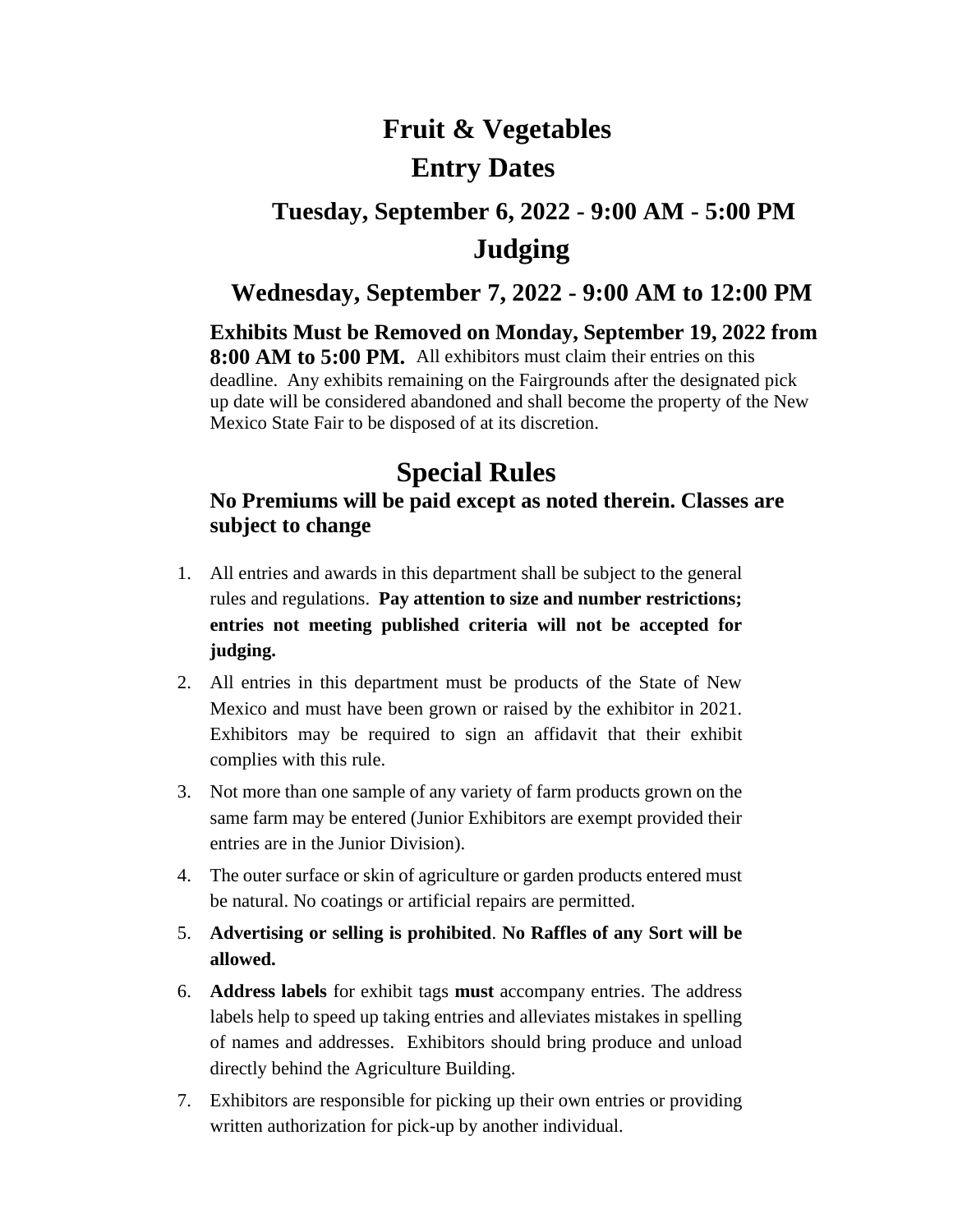# Fruit & Vegetables

## Entry Dates

### Tuesday, September 6, 2022 - 9:00 AM - 5:00 PM

## Judging

### Wednesday, September 7, 2022 - 9:00 AM to 12:00 PM

**Exhibits Must be Removed on Monday, September 19, 2022 from 8:00 AM to 5:00 PM.** All exhibitors must claim their entries on this deadline. Any exhibits remaining on the Fairgrounds after the designated pick up date will be considered abandoned and shall become the property of the New Mexico State Fair to be disposed of at its discretion.

## Special Rules

**No Premiums will be paid except as noted therein. Classes are subject to change**

1. All entries and awards in this department shall be subject to the general rules and regulations. **Pay attention to size and number restrictions; entries not meeting published criteria will not be accepted for judging.**
2. All entries in this department must be products of the State of New Mexico and must have been grown or raised by the exhibitor in 2021. Exhibitors may be required to sign an affidavit that their exhibit complies with this rule.
3. Not more than one sample of any variety of farm products grown on the same farm may be entered (Junior Exhibitors are exempt provided their entries are in the Junior Division).
4. The outer surface or skin of agriculture or garden products entered must be natural. No coatings or artificial repairs are permitted.
5. **Advertising or selling is prohibited**. **No Raffles of any Sort will be allowed.**
6. **Address labels** for exhibit tags **must** accompany entries. The address labels help to speed up taking entries and alleviates mistakes in spelling of names and addresses. Exhibitors should bring produce and unload directly behind the Agriculture Building.
7. Exhibitors are responsible for picking up their own entries or providing written authorization for pick-up by another individual.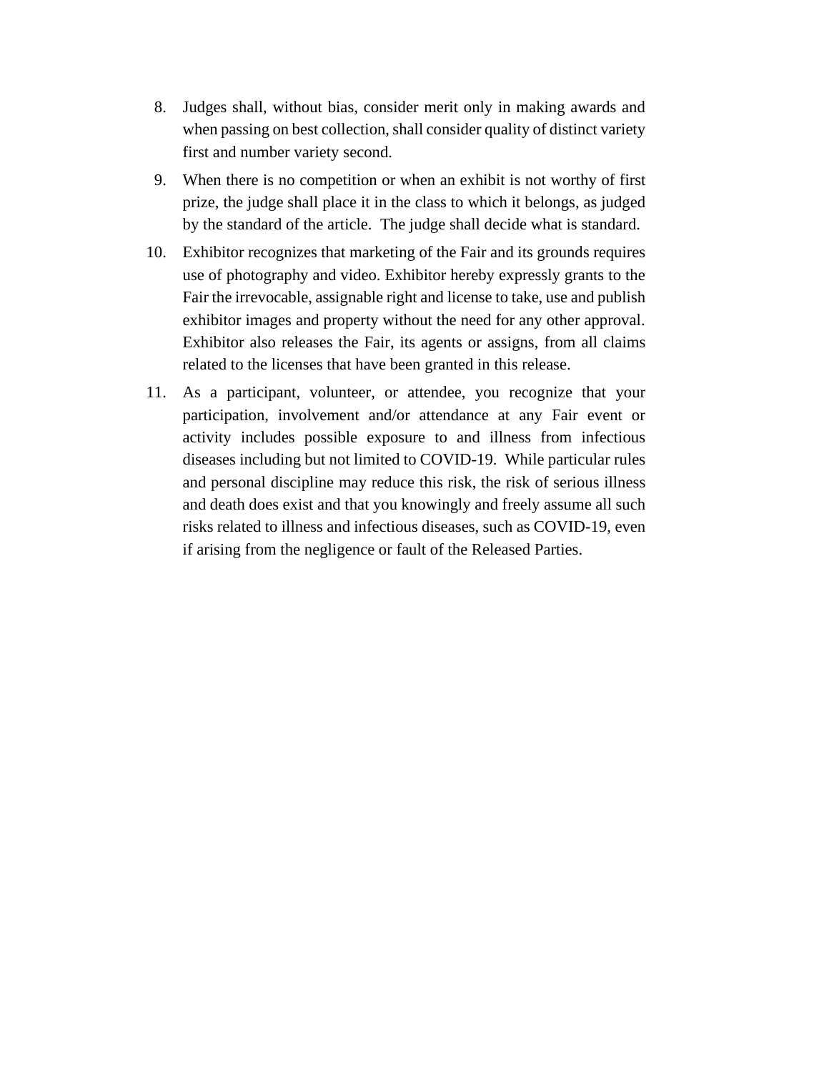8. Judges shall, without bias, consider merit only in making awards and when passing on best collection, shall consider quality of distinct variety first and number variety second.
9. When there is no competition or when an exhibit is not worthy of first prize, the judge shall place it in the class to which it belongs, as judged by the standard of the article. The judge shall decide what is standard.
10. Exhibitor recognizes that marketing of the Fair and its grounds requires use of photography and video. Exhibitor hereby expressly grants to the Fair the irrevocable, assignable right and license to take, use and publish exhibitor images and property without the need for any other approval. Exhibitor also releases the Fair, its agents or assigns, from all claims related to the licenses that have been granted in this release.
11. As a participant, volunteer, or attendee, you recognize that your participation, involvement and/or attendance at any Fair event or activity includes possible exposure to and illness from infectious diseases including but not limited to COVID-19. While particular rules and personal discipline may reduce this risk, the risk of serious illness and death does exist and that you knowingly and freely assume all such risks related to illness and infectious diseases, such as COVID-19, even if arising from the negligence or fault of the Released Parties.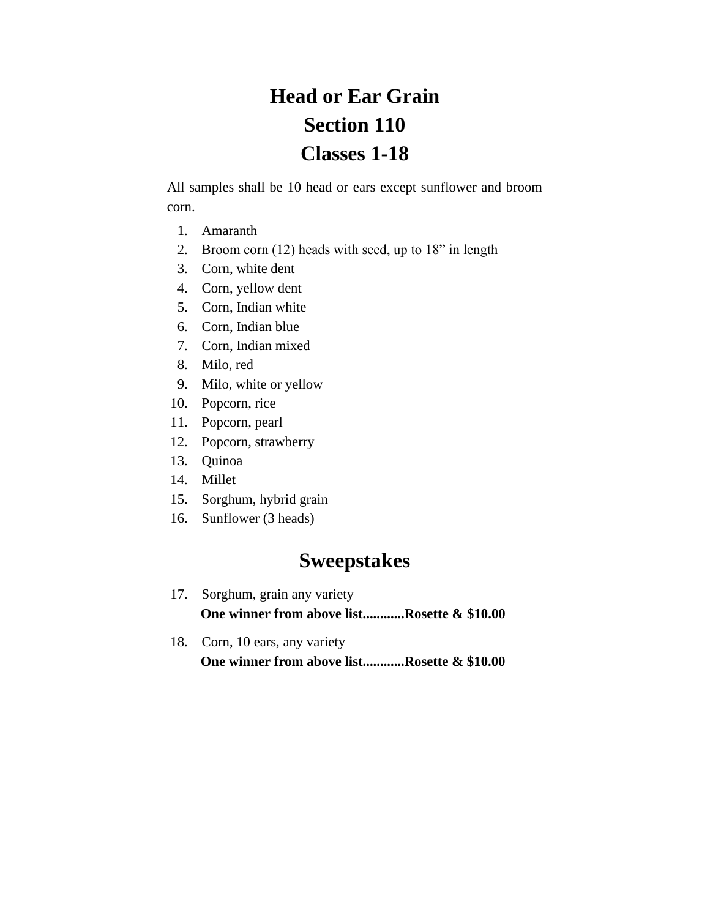# Head or Ear Grain
# Section 110
# Classes 1-18

All samples shall be 10 head or ears except sunflower and broom corn.

1. Amaranth
2. Broom corn (12) heads with seed, up to 18” in length
3. Corn, white dent
4. Corn, yellow dent
5. Corn, Indian white
6. Corn, Indian blue
7. Corn, Indian mixed
8. Milo, red
9. Milo, white or yellow
10. Popcorn, rice
11. Popcorn, pearl
12. Popcorn, strawberry
13. Quinoa
14. Millet
15. Sorghum, hybrid grain
16. Sunflower (3 heads)

## Sweepstakes

17. Sorghum, grain any variety
    **One winner from above list............Rosette & $10.00**
18. Corn, 10 ears, any variety
    **One winner from above list............Rosette & $10.00**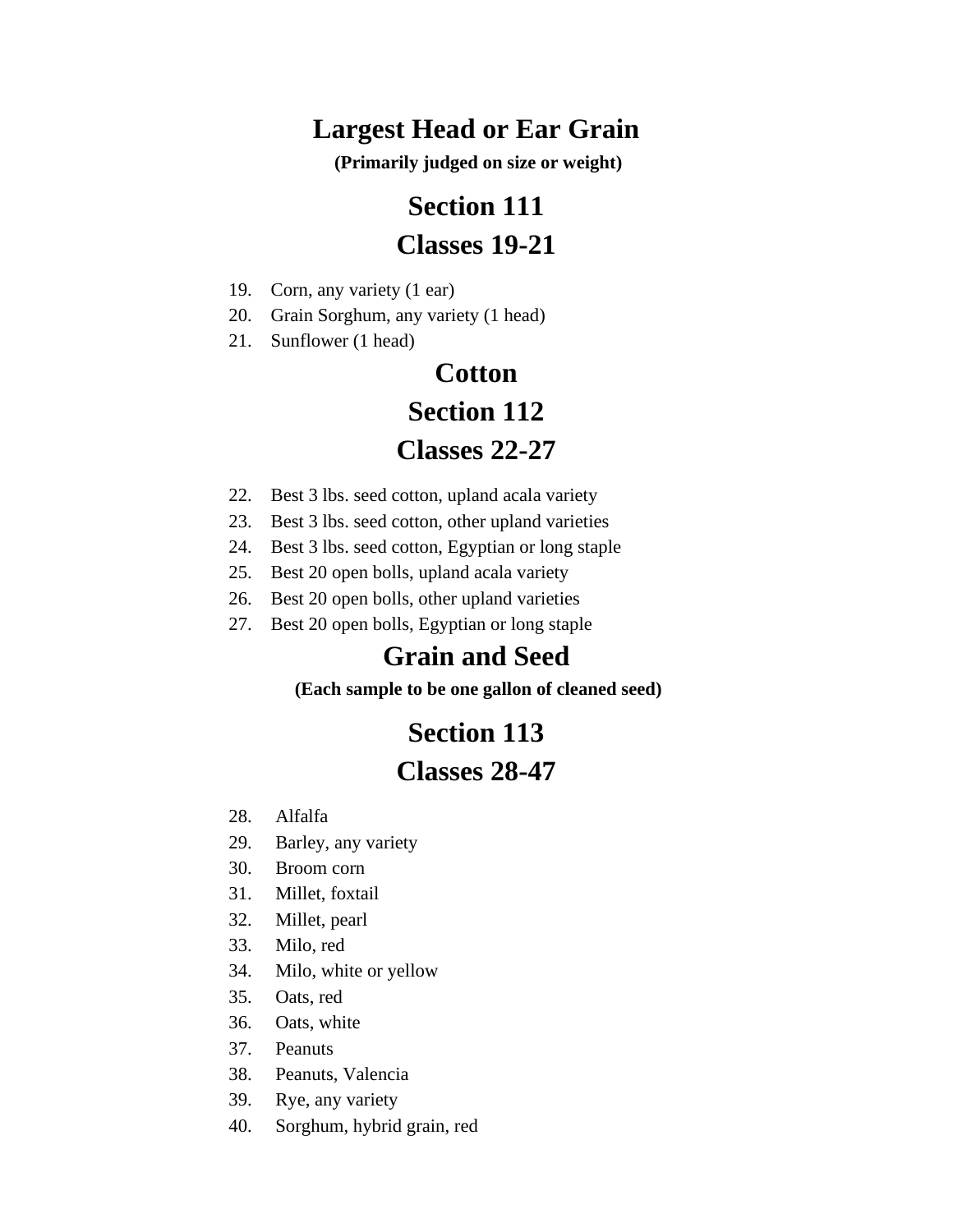## Largest Head or Ear Grain

**(Primarily judged on size or weight)**

## Section 111

## Classes 19-21

19. Corn, any variety (1 ear)
20. Grain Sorghum, any variety (1 head)
21. Sunflower (1 head)

## Cotton

## Section 112

## Classes 22-27

22. Best 3 lbs. seed cotton, upland acala variety
23. Best 3 lbs. seed cotton, other upland varieties
24. Best 3 lbs. seed cotton, Egyptian or long staple
25. Best 20 open bolls, upland acala variety
26. Best 20 open bolls, other upland varieties
27. Best 20 open bolls, Egyptian or long staple

## Grain and Seed

**(Each sample to be one gallon of cleaned seed)**

## Section 113

## Classes 28-47

28. Alfalfa
29. Barley, any variety
30. Broom corn
31. Millet, foxtail
32. Millet, pearl
33. Milo, red
34. Milo, white or yellow
35. Oats, red
36. Oats, white
37. Peanuts
38. Peanuts, Valencia
39. Rye, any variety
40. Sorghum, hybrid grain, red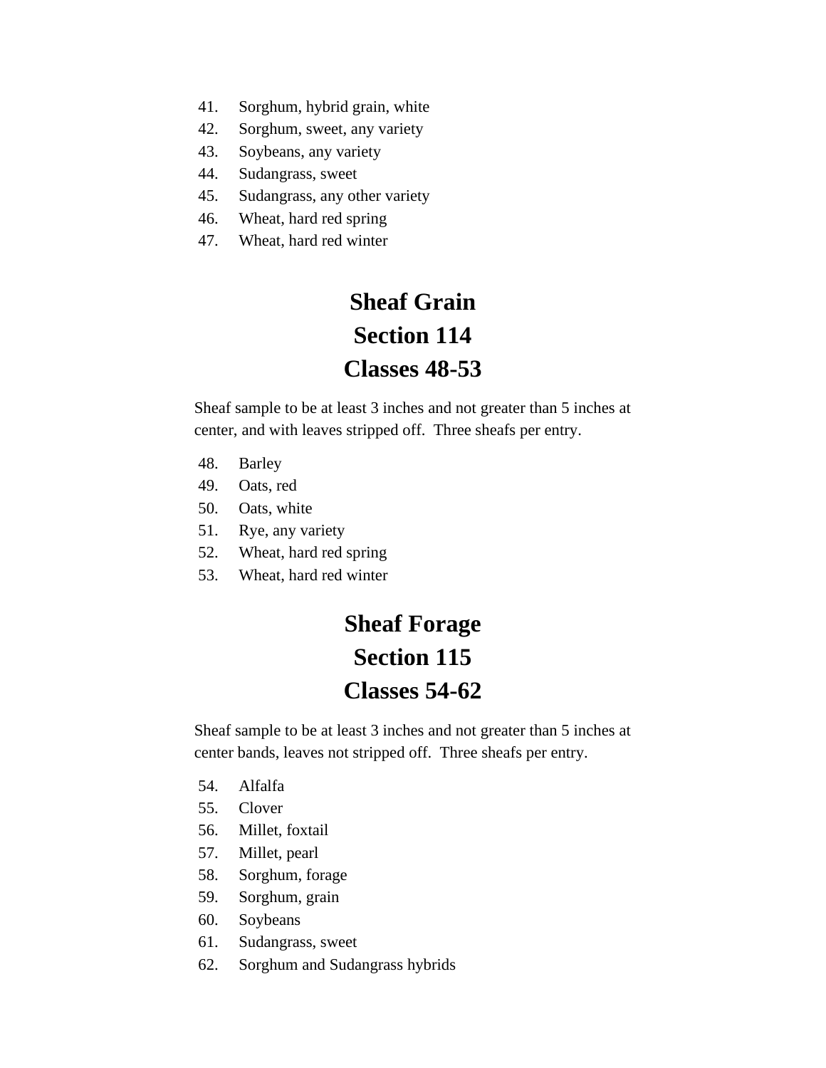41. Sorghum, hybrid grain, white
42. Sorghum, sweet, any variety
43. Soybeans, any variety
44. Sudangrass, sweet
45. Sudangrass, any other variety
46. Wheat, hard red spring
47. Wheat, hard red winter

# Sheaf Grain
# Section 114
# Classes 48-53

Sheaf sample to be at least 3 inches and not greater than 5 inches at center, and with leaves stripped off. Three sheafs per entry.

48. Barley
49. Oats, red
50. Oats, white
51. Rye, any variety
52. Wheat, hard red spring
53. Wheat, hard red winter

# Sheaf Forage
# Section 115
# Classes 54-62

Sheaf sample to be at least 3 inches and not greater than 5 inches at center bands, leaves not stripped off. Three sheafs per entry.

54. Alfalfa
55. Clover
56. Millet, foxtail
57. Millet, pearl
58. Sorghum, forage
59. Sorghum, grain
60. Soybeans
61. Sudangrass, sweet
62. Sorghum and Sudangrass hybrids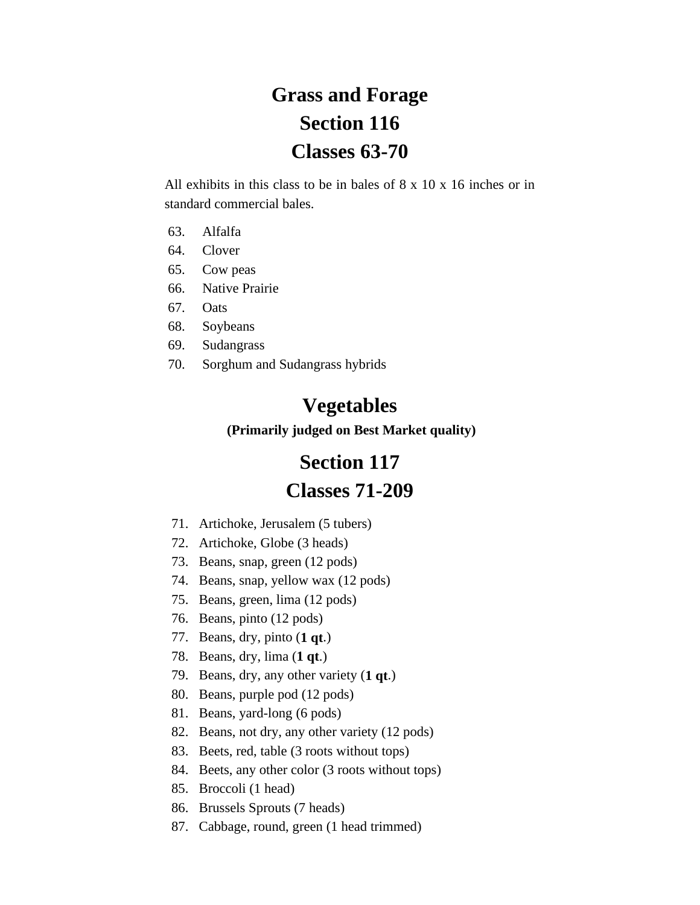# Grass and Forage

# Section 116

# Classes 63-70

All exhibits in this class to be in bales of 8 x 10 x 16 inches or in standard commercial bales.

63. Alfalfa
64. Clover
65. Cow peas
66. Native Prairie
67. Oats
68. Soybeans
69. Sudangrass
70. Sorghum and Sudangrass hybrids

# Vegetables

**(Primarily judged on Best Market quality)**

# Section 117

# Classes 71-209

71. Artichoke, Jerusalem (5 tubers)
72. Artichoke, Globe (3 heads)
73. Beans, snap, green (12 pods)
74. Beans, snap, yellow wax (12 pods)
75. Beans, green, lima (12 pods)
76. Beans, pinto (12 pods)
77. Beans, dry, pinto (**1 qt**.)
78. Beans, dry, lima (**1 qt**.)
79. Beans, dry, any other variety (**1 qt**.)
80. Beans, purple pod (12 pods)
81. Beans, yard-long (6 pods)
82. Beans, not dry, any other variety (12 pods)
83. Beets, red, table (3 roots without tops)
84. Beets, any other color (3 roots without tops)
85. Broccoli (1 head)
86. Brussels Sprouts (7 heads)
87. Cabbage, round, green (1 head trimmed)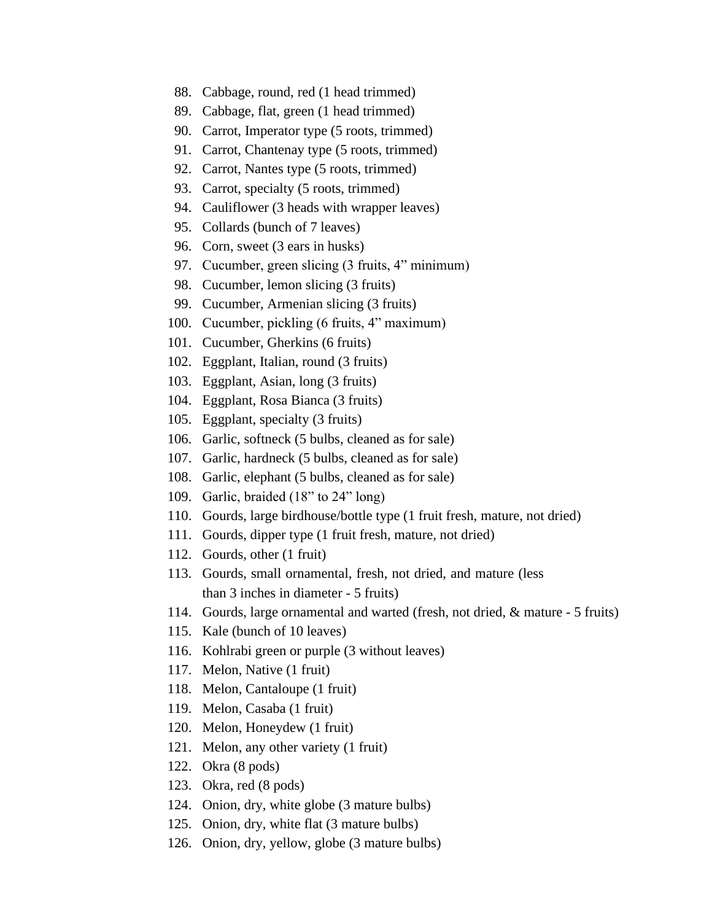88. Cabbage, round, red (1 head trimmed)
89. Cabbage, flat, green (1 head trimmed)
90. Carrot, Imperator type (5 roots, trimmed)
91. Carrot, Chantenay type (5 roots, trimmed)
92. Carrot, Nantes type (5 roots, trimmed)
93. Carrot, specialty (5 roots, trimmed)
94. Cauliflower (3 heads with wrapper leaves)
95. Collards (bunch of 7 leaves)
96. Corn, sweet (3 ears in husks)
97. Cucumber, green slicing (3 fruits, 4” minimum)
98. Cucumber, lemon slicing (3 fruits)
99. Cucumber, Armenian slicing (3 fruits)
100. Cucumber, pickling (6 fruits, 4” maximum)
101. Cucumber, Gherkins (6 fruits)
102. Eggplant, Italian, round (3 fruits)
103. Eggplant, Asian, long (3 fruits)
104. Eggplant, Rosa Bianca (3 fruits)
105. Eggplant, specialty (3 fruits)
106. Garlic, softneck (5 bulbs, cleaned as for sale)
107. Garlic, hardneck (5 bulbs, cleaned as for sale)
108. Garlic, elephant (5 bulbs, cleaned as for sale)
109. Garlic, braided (18” to 24” long)
110. Gourds, large birdhouse/bottle type (1 fruit fresh, mature, not dried)
111. Gourds, dipper type (1 fruit fresh, mature, not dried)
112. Gourds, other (1 fruit)
113. Gourds, small ornamental, fresh, not dried, and mature (less than 3 inches in diameter - 5 fruits)
114. Gourds, large ornamental and warted (fresh, not dried, & mature - 5 fruits)
115. Kale (bunch of 10 leaves)
116. Kohlrabi green or purple (3 without leaves)
117. Melon, Native (1 fruit)
118. Melon, Cantaloupe (1 fruit)
119. Melon, Casaba (1 fruit)
120. Melon, Honeydew (1 fruit)
121. Melon, any other variety (1 fruit)
122. Okra (8 pods)
123. Okra, red (8 pods)
124. Onion, dry, white globe (3 mature bulbs)
125. Onion, dry, white flat (3 mature bulbs)
126. Onion, dry, yellow, globe (3 mature bulbs)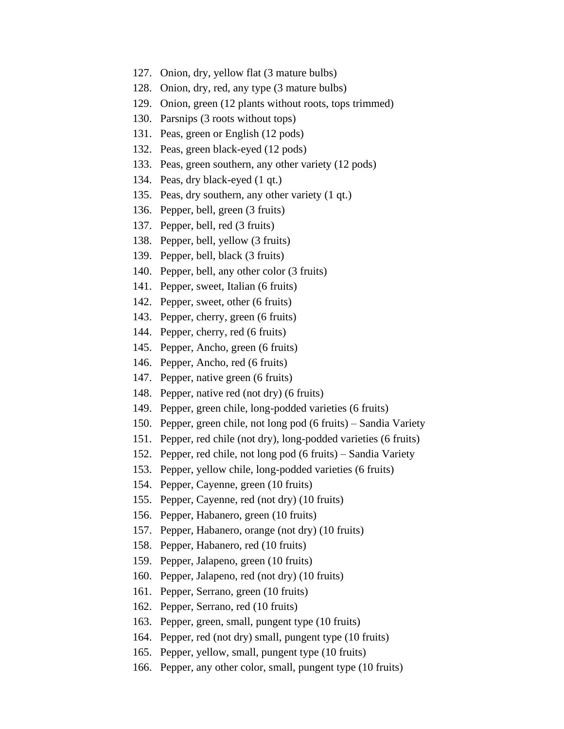127. Onion, dry, yellow flat (3 mature bulbs)
128. Onion, dry, red, any type (3 mature bulbs)
129. Onion, green (12 plants without roots, tops trimmed)
130. Parsnips (3 roots without tops)
131. Peas, green or English (12 pods)
132. Peas, green black-eyed (12 pods)
133. Peas, green southern, any other variety (12 pods)
134. Peas, dry black-eyed (1 qt.)
135. Peas, dry southern, any other variety (1 qt.)
136. Pepper, bell, green (3 fruits)
137. Pepper, bell, red (3 fruits)
138. Pepper, bell, yellow (3 fruits)
139. Pepper, bell, black (3 fruits)
140. Pepper, bell, any other color (3 fruits)
141. Pepper, sweet, Italian (6 fruits)
142. Pepper, sweet, other (6 fruits)
143. Pepper, cherry, green (6 fruits)
144. Pepper, cherry, red (6 fruits)
145. Pepper, Ancho, green (6 fruits)
146. Pepper, Ancho, red (6 fruits)
147. Pepper, native green (6 fruits)
148. Pepper, native red (not dry) (6 fruits)
149. Pepper, green chile, long-podded varieties (6 fruits)
150. Pepper, green chile, not long pod (6 fruits) – Sandia Variety
151. Pepper, red chile (not dry), long-podded varieties (6 fruits)
152. Pepper, red chile, not long pod (6 fruits) – Sandia Variety
153. Pepper, yellow chile, long-podded varieties (6 fruits)
154. Pepper, Cayenne, green (10 fruits)
155. Pepper, Cayenne, red (not dry) (10 fruits)
156. Pepper, Habanero, green (10 fruits)
157. Pepper, Habanero, orange (not dry) (10 fruits)
158. Pepper, Habanero, red (10 fruits)
159. Pepper, Jalapeno, green (10 fruits)
160. Pepper, Jalapeno, red (not dry) (10 fruits)
161. Pepper, Serrano, green (10 fruits)
162. Pepper, Serrano, red (10 fruits)
163. Pepper, green, small, pungent type (10 fruits)
164. Pepper, red (not dry) small, pungent type (10 fruits)
165. Pepper, yellow, small, pungent type (10 fruits)
166. Pepper, any other color, small, pungent type (10 fruits)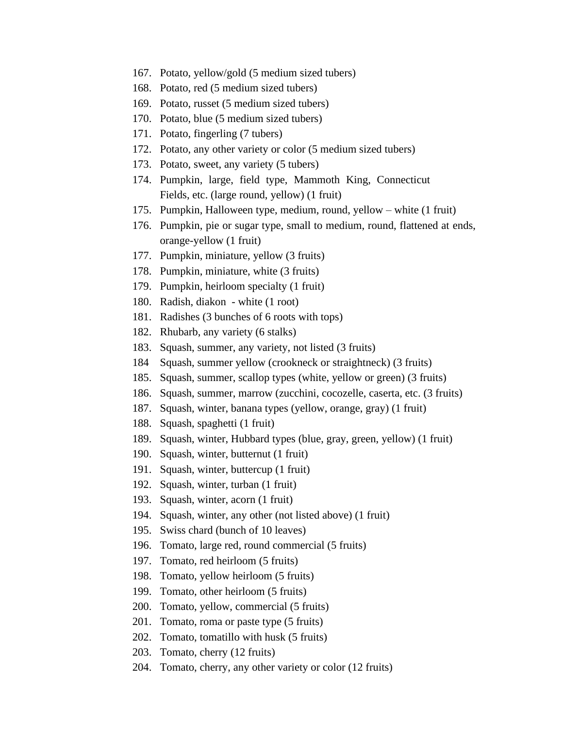167. Potato, yellow/gold (5 medium sized tubers)
168. Potato, red (5 medium sized tubers)
169. Potato, russet (5 medium sized tubers)
170. Potato, blue (5 medium sized tubers)
171. Potato, fingerling (7 tubers)
172. Potato, any other variety or color (5 medium sized tubers)
173. Potato, sweet, any variety (5 tubers)
174. Pumpkin, large, field type, Mammoth King, Connecticut Fields, etc. (large round, yellow) (1 fruit)
175. Pumpkin, Halloween type, medium, round, yellow – white (1 fruit)
176. Pumpkin, pie or sugar type, small to medium, round, flattened at ends, orange-yellow (1 fruit)
177. Pumpkin, miniature, yellow (3 fruits)
178. Pumpkin, miniature, white (3 fruits)
179. Pumpkin, heirloom specialty (1 fruit)
180. Radish, diakon - white (1 root)
181. Radishes (3 bunches of 6 roots with tops)
182. Rhubarb, any variety (6 stalks)
183. Squash, summer, any variety, not listed (3 fruits)
184 Squash, summer yellow (crookneck or straightneck) (3 fruits)
185. Squash, summer, scallop types (white, yellow or green) (3 fruits)
186. Squash, summer, marrow (zucchini, cocozelle, caserta, etc. (3 fruits)
187. Squash, winter, banana types (yellow, orange, gray) (1 fruit)
188. Squash, spaghetti (1 fruit)
189. Squash, winter, Hubbard types (blue, gray, green, yellow) (1 fruit)
190. Squash, winter, butternut (1 fruit)
191. Squash, winter, buttercup (1 fruit)
192. Squash, winter, turban (1 fruit)
193. Squash, winter, acorn (1 fruit)
194. Squash, winter, any other (not listed above) (1 fruit)
195. Swiss chard (bunch of 10 leaves)
196. Tomato, large red, round commercial (5 fruits)
197. Tomato, red heirloom (5 fruits)
198. Tomato, yellow heirloom (5 fruits)
199. Tomato, other heirloom (5 fruits)
200. Tomato, yellow, commercial (5 fruits)
201. Tomato, roma or paste type (5 fruits)
202. Tomato, tomatillo with husk (5 fruits)
203. Tomato, cherry (12 fruits)
204. Tomato, cherry, any other variety or color (12 fruits)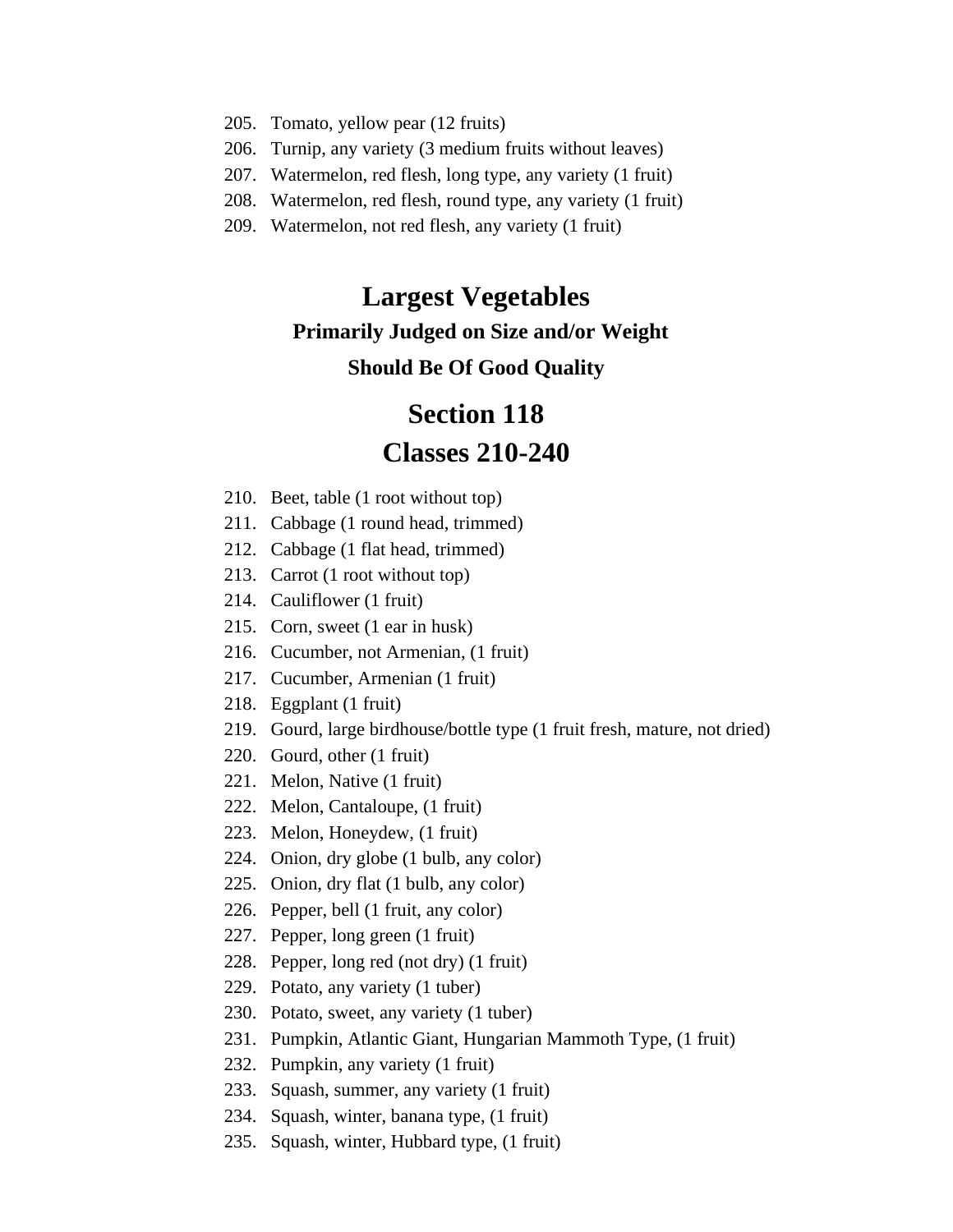205. Tomato, yellow pear (12 fruits)
206. Turnip, any variety (3 medium fruits without leaves)
207. Watermelon, red flesh, long type, any variety (1 fruit)
208. Watermelon, red flesh, round type, any variety (1 fruit)
209. Watermelon, not red flesh, any variety (1 fruit)

# Largest Vegetables

### Primarily Judged on Size and/or Weight

### Should Be Of Good Quality

## Section 118

## Classes 210-240

210. Beet, table (1 root without top)
211. Cabbage (1 round head, trimmed)
212. Cabbage (1 flat head, trimmed)
213. Carrot (1 root without top)
214. Cauliflower (1 fruit)
215. Corn, sweet (1 ear in husk)
216. Cucumber, not Armenian, (1 fruit)
217. Cucumber, Armenian (1 fruit)
218. Eggplant (1 fruit)
219. Gourd, large birdhouse/bottle type (1 fruit fresh, mature, not dried)
220. Gourd, other (1 fruit)
221. Melon, Native (1 fruit)
222. Melon, Cantaloupe, (1 fruit)
223. Melon, Honeydew, (1 fruit)
224. Onion, dry globe (1 bulb, any color)
225. Onion, dry flat (1 bulb, any color)
226. Pepper, bell (1 fruit, any color)
227. Pepper, long green (1 fruit)
228. Pepper, long red (not dry) (1 fruit)
229. Potato, any variety (1 tuber)
230. Potato, sweet, any variety (1 tuber)
231. Pumpkin, Atlantic Giant, Hungarian Mammoth Type, (1 fruit)
232. Pumpkin, any variety (1 fruit)
233. Squash, summer, any variety (1 fruit)
234. Squash, winter, banana type, (1 fruit)
235. Squash, winter, Hubbard type, (1 fruit)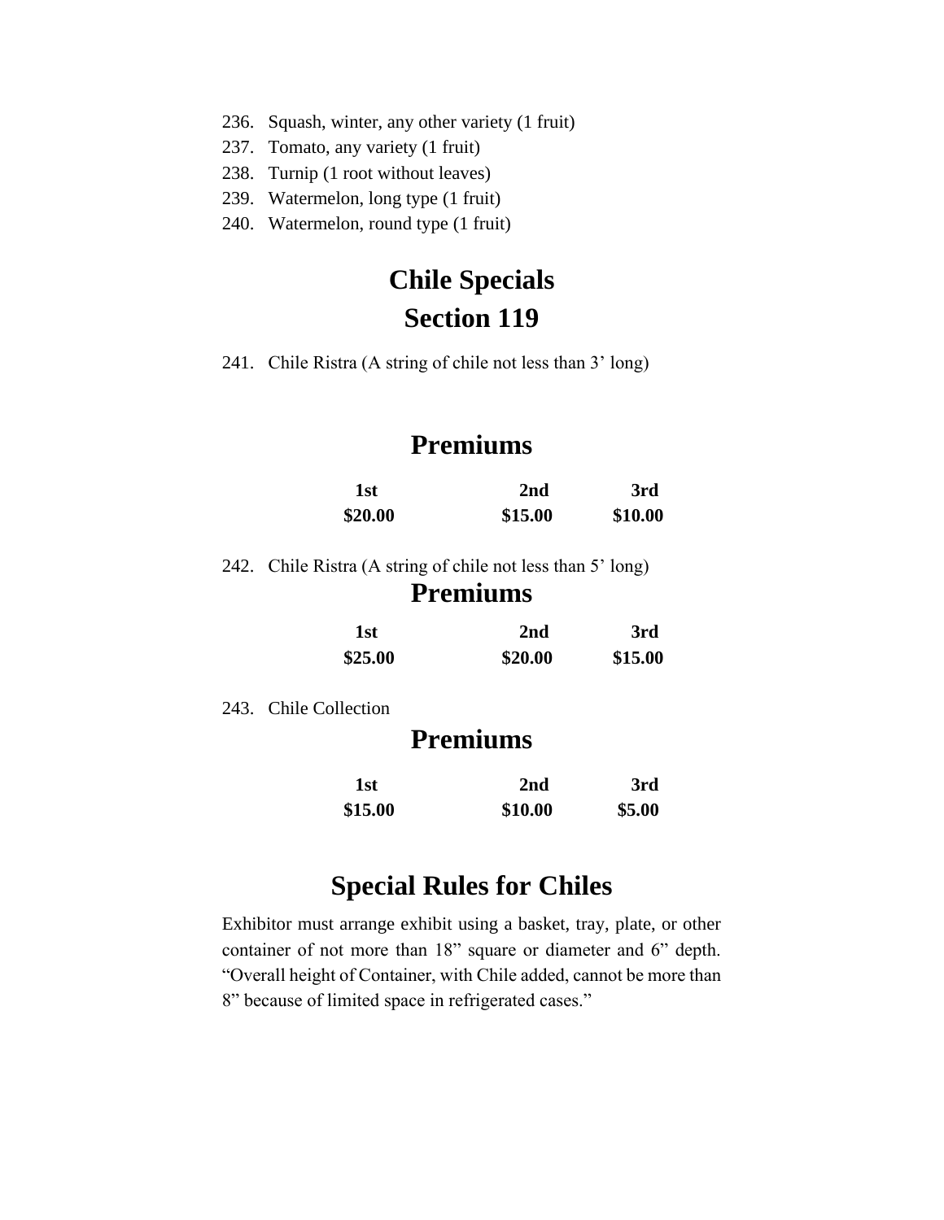236. Squash, winter, any other variety (1 fruit)
237. Tomato, any variety (1 fruit)
238. Turnip (1 root without leaves)
239. Watermelon, long type (1 fruit)
240. Watermelon, round type (1 fruit)

# Chile Specials
# Section 119

241. Chile Ristra (A string of chile not less than 3’ long)

## Premiums

| 1st | 2nd | 3rd |
|---|---|---|
| $20.00 | $15.00 | $10.00 |

242. Chile Ristra (A string of chile not less than 5’ long)

## Premiums

| 1st | 2nd | 3rd |
|---|---|---|
| $25.00 | $20.00 | $15.00 |

243. Chile Collection

## Premiums

| 1st | 2nd | 3rd |
|---|---|---|
| $15.00 | $10.00 | $5.00 |

## Special Rules for Chiles

Exhibitor must arrange exhibit using a basket, tray, plate, or other container of not more than 18” square or diameter and 6” depth. “Overall height of Container, with Chile added, cannot be more than 8” because of limited space in refrigerated cases.”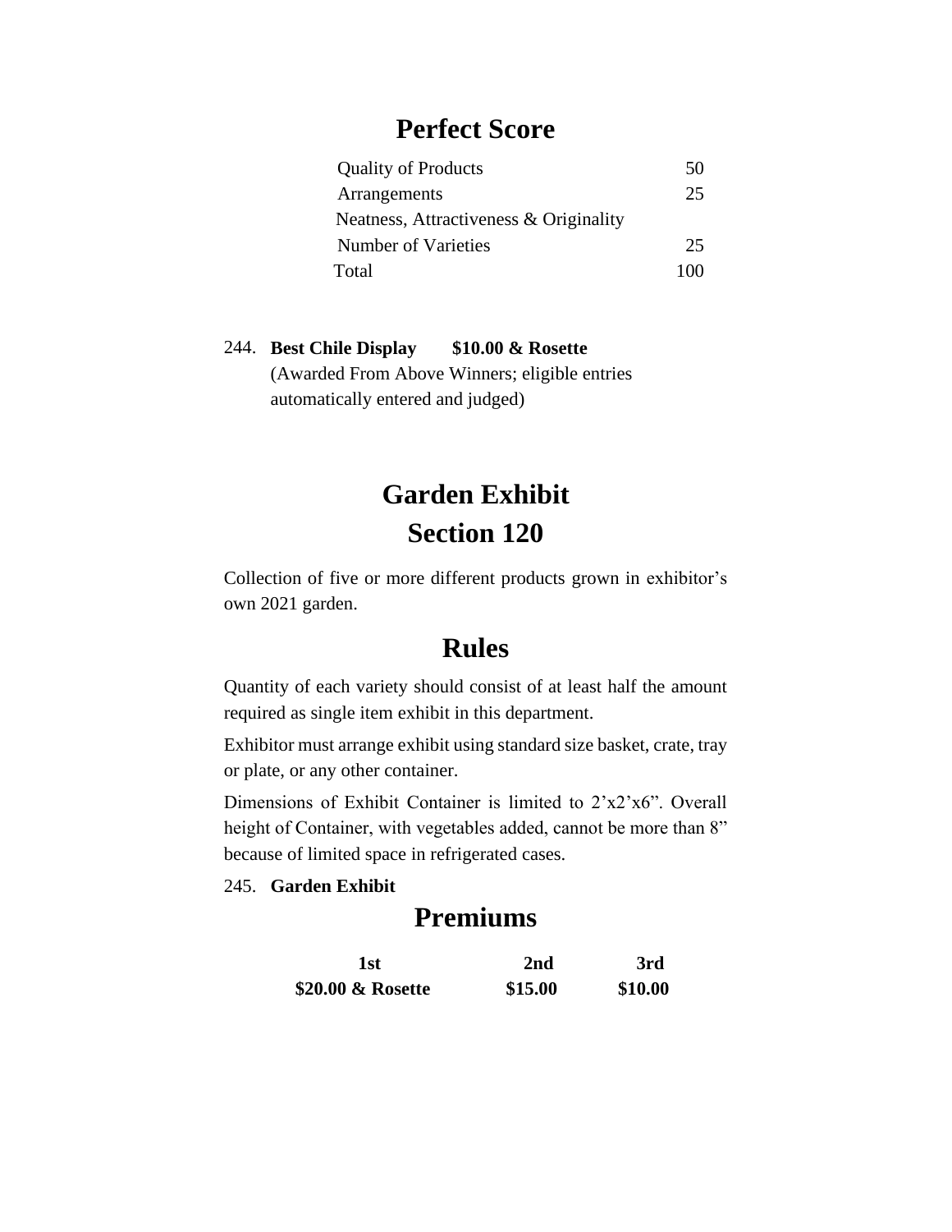## Perfect Score

| | |
|---|---|
| Quality of Products | 50 |
| Arrangements | 25 |
| Neatness, Attractiveness & Originality | |
| Number of Varieties | 25 |
| Total | 100 |

244. **Best Chile Display** **$10.00 & Rosette**
(Awarded From Above Winners; eligible entries automatically entered and judged)

# Garden Exhibit
# Section 120

Collection of five or more different products grown in exhibitor's own 2021 garden.

## Rules

Quantity of each variety should consist of at least half the amount required as single item exhibit in this department.

Exhibitor must arrange exhibit using standard size basket, crate, tray or plate, or any other container.

Dimensions of Exhibit Container is limited to 2'x2'x6". Overall height of Container, with vegetables added, cannot be more than 8" because of limited space in refrigerated cases.

245. **Garden Exhibit**

## Premiums

| 1st | 2nd | 3rd |
|---|---|---|
| **$20.00 & Rosette** | **$15.00** | **$10.00** |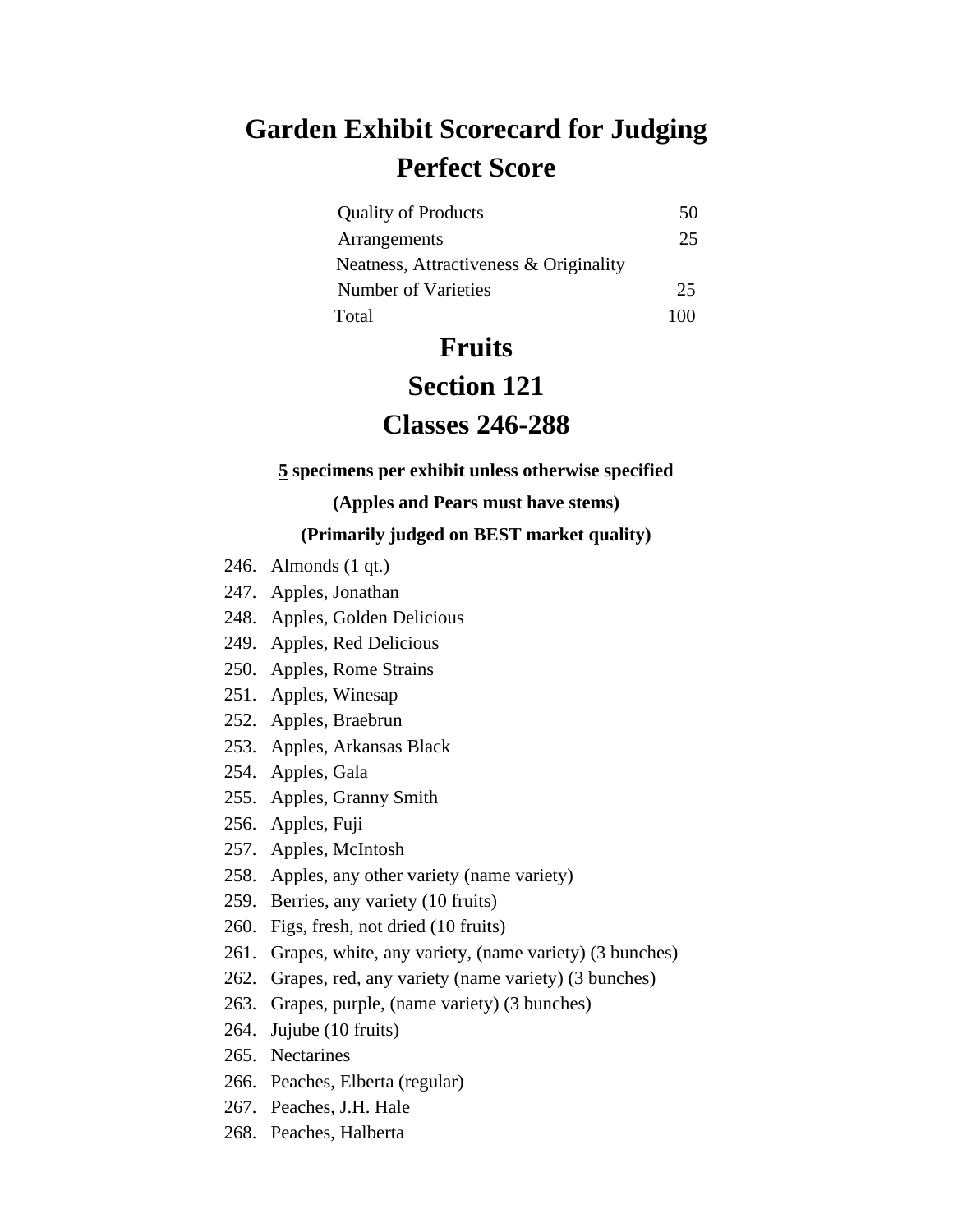# Garden Exhibit Scorecard for Judging

## Perfect Score

| | |
|---|---|
| Quality of Products | 50 |
| Arrangements | 25 |
| Neatness, Attractiveness & Originality | |
| Number of Varieties | 25 |
| Total | 100 |

# Fruits

# Section 121

# Classes 246-288

**5 specimens per exhibit unless otherwise specified**

**(Apples and Pears must have stems)**

**(Primarily judged on BEST market quality)**

246. Almonds (1 qt.)
247. Apples, Jonathan
248. Apples, Golden Delicious
249. Apples, Red Delicious
250. Apples, Rome Strains
251. Apples, Winesap
252. Apples, Braebrun
253. Apples, Arkansas Black
254. Apples, Gala
255. Apples, Granny Smith
256. Apples, Fuji
257. Apples, McIntosh
258. Apples, any other variety (name variety)
259. Berries, any variety (10 fruits)
260. Figs, fresh, not dried (10 fruits)
261. Grapes, white, any variety, (name variety) (3 bunches)
262. Grapes, red, any variety (name variety) (3 bunches)
263. Grapes, purple, (name variety) (3 bunches)
264. Jujube (10 fruits)
265. Nectarines
266. Peaches, Elberta (regular)
267. Peaches, J.H. Hale
268. Peaches, Halberta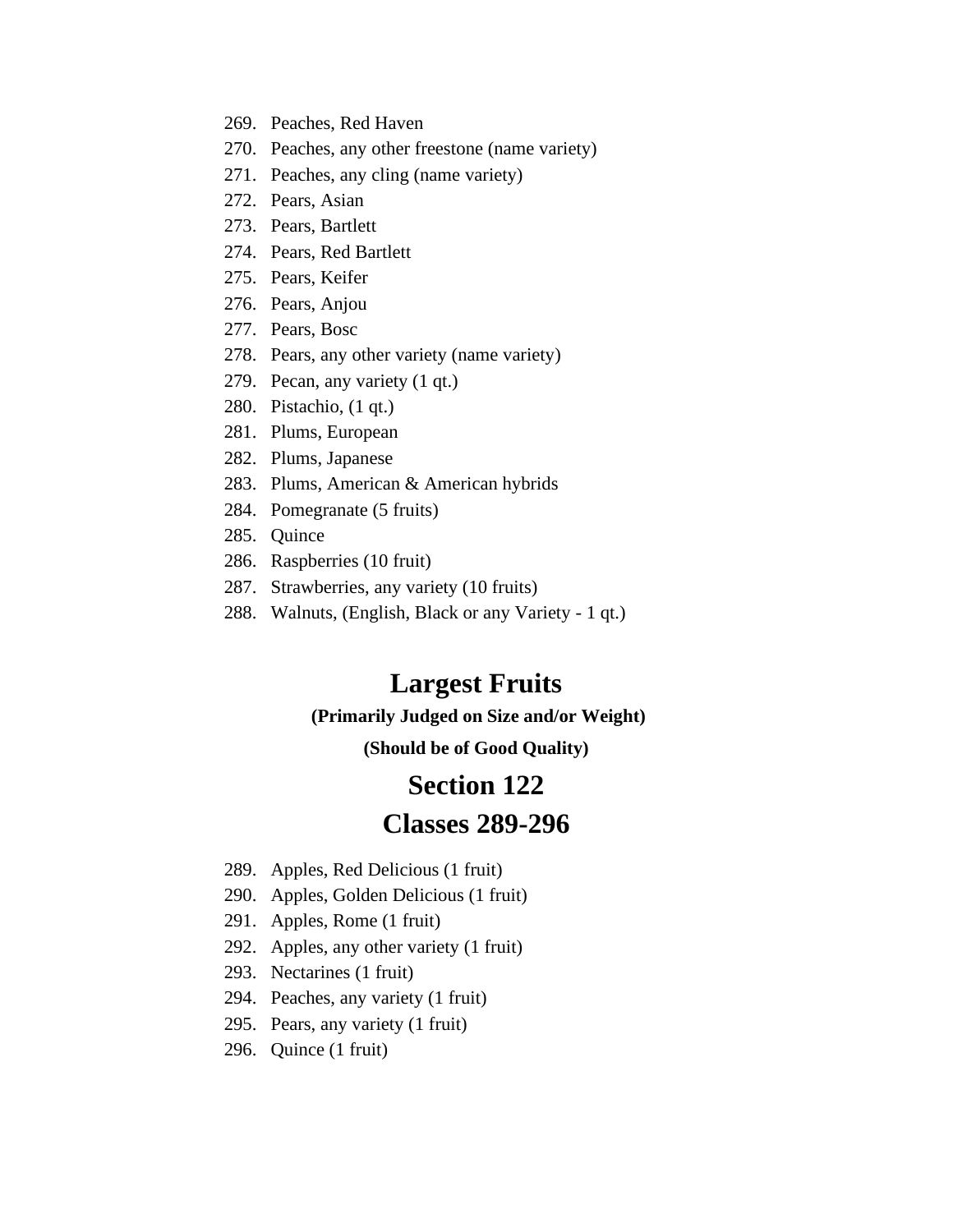269. Peaches, Red Haven
270. Peaches, any other freestone (name variety)
271. Peaches, any cling (name variety)
272. Pears, Asian
273. Pears, Bartlett
274. Pears, Red Bartlett
275. Pears, Keifer
276. Pears, Anjou
277. Pears, Bosc
278. Pears, any other variety (name variety)
279. Pecan, any variety (1 qt.)
280. Pistachio, (1 qt.)
281. Plums, European
282. Plums, Japanese
283. Plums, American & American hybrids
284. Pomegranate (5 fruits)
285. Quince
286. Raspberries (10 fruit)
287. Strawberries, any variety (10 fruits)
288. Walnuts, (English, Black or any Variety - 1 qt.)

## Largest Fruits

**(Primarily Judged on Size and/or Weight)**

**(Should be of Good Quality)**

## Section 122

## Classes 289-296

289. Apples, Red Delicious (1 fruit)
290. Apples, Golden Delicious (1 fruit)
291. Apples, Rome (1 fruit)
292. Apples, any other variety (1 fruit)
293. Nectarines (1 fruit)
294. Peaches, any variety (1 fruit)
295. Pears, any variety (1 fruit)
296. Quince (1 fruit)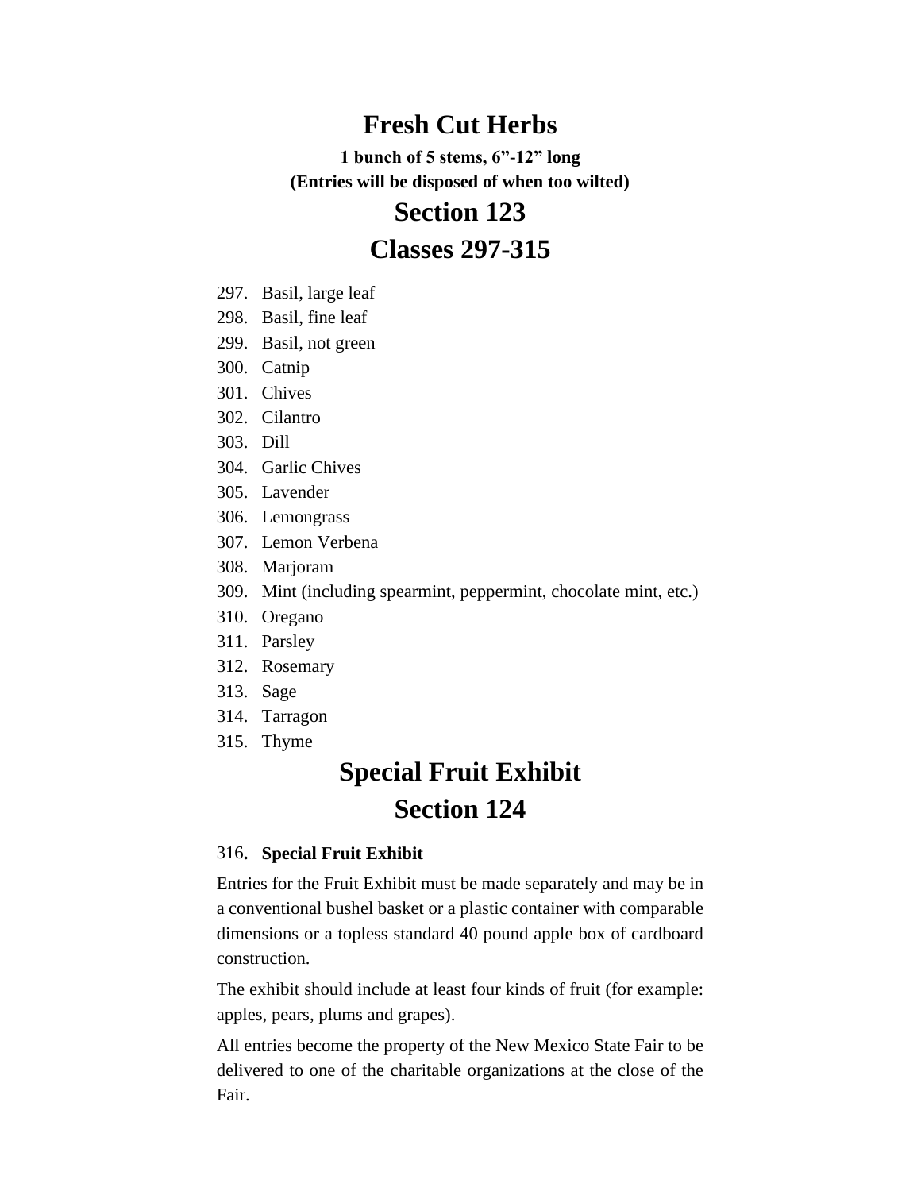# Fresh Cut Herbs

**1 bunch of 5 stems, 6”-12” long**
**(Entries will be disposed of when too wilted)**

# Section 123

# Classes 297-315

297. Basil, large leaf
298. Basil, fine leaf
299. Basil, not green
300. Catnip
301. Chives
302. Cilantro
303. Dill
304. Garlic Chives
305. Lavender
306. Lemongrass
307. Lemon Verbena
308. Marjoram
309. Mint (including spearmint, peppermint, chocolate mint, etc.)
310. Oregano
311. Parsley
312. Rosemary
313. Sage
314. Tarragon
315. Thyme

# Special Fruit Exhibit

# Section 124

316**. Special Fruit Exhibit**

Entries for the Fruit Exhibit must be made separately and may be in a conventional bushel basket or a plastic container with comparable dimensions or a topless standard 40 pound apple box of cardboard construction.

The exhibit should include at least four kinds of fruit (for example: apples, pears, plums and grapes).

All entries become the property of the New Mexico State Fair to be delivered to one of the charitable organizations at the close of the Fair.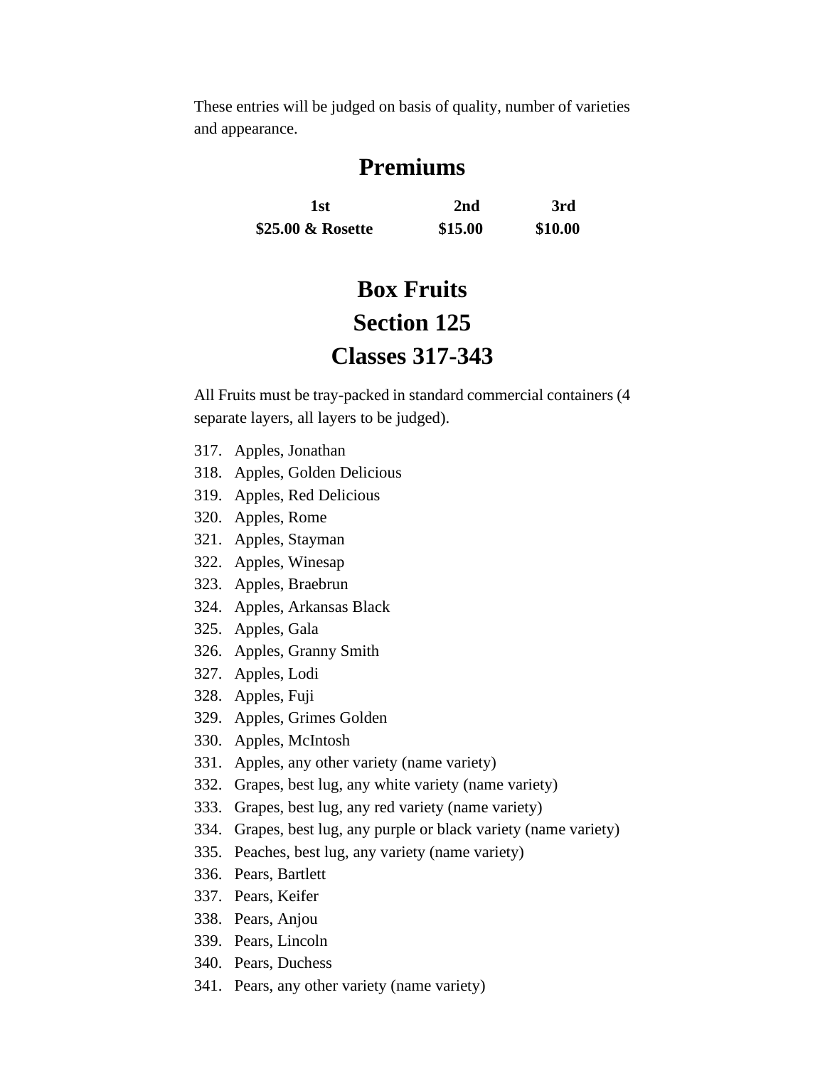These entries will be judged on basis of quality, number of varieties and appearance.

## Premiums

| 1st | 2nd | 3rd |
|---|---|---|
| $25.00 & Rosette | $15.00 | $10.00 |

## Box Fruits
## Section 125
## Classes 317-343

All Fruits must be tray-packed in standard commercial containers (4 separate layers, all layers to be judged).

317. Apples, Jonathan
318. Apples, Golden Delicious
319. Apples, Red Delicious
320. Apples, Rome
321. Apples, Stayman
322. Apples, Winesap
323. Apples, Braebrun
324. Apples, Arkansas Black
325. Apples, Gala
326. Apples, Granny Smith
327. Apples, Lodi
328. Apples, Fuji
329. Apples, Grimes Golden
330. Apples, McIntosh
331. Apples, any other variety (name variety)
332. Grapes, best lug, any white variety (name variety)
333. Grapes, best lug, any red variety (name variety)
334. Grapes, best lug, any purple or black variety (name variety)
335. Peaches, best lug, any variety (name variety)
336. Pears, Bartlett
337. Pears, Keifer
338. Pears, Anjou
339. Pears, Lincoln
340. Pears, Duchess
341. Pears, any other variety (name variety)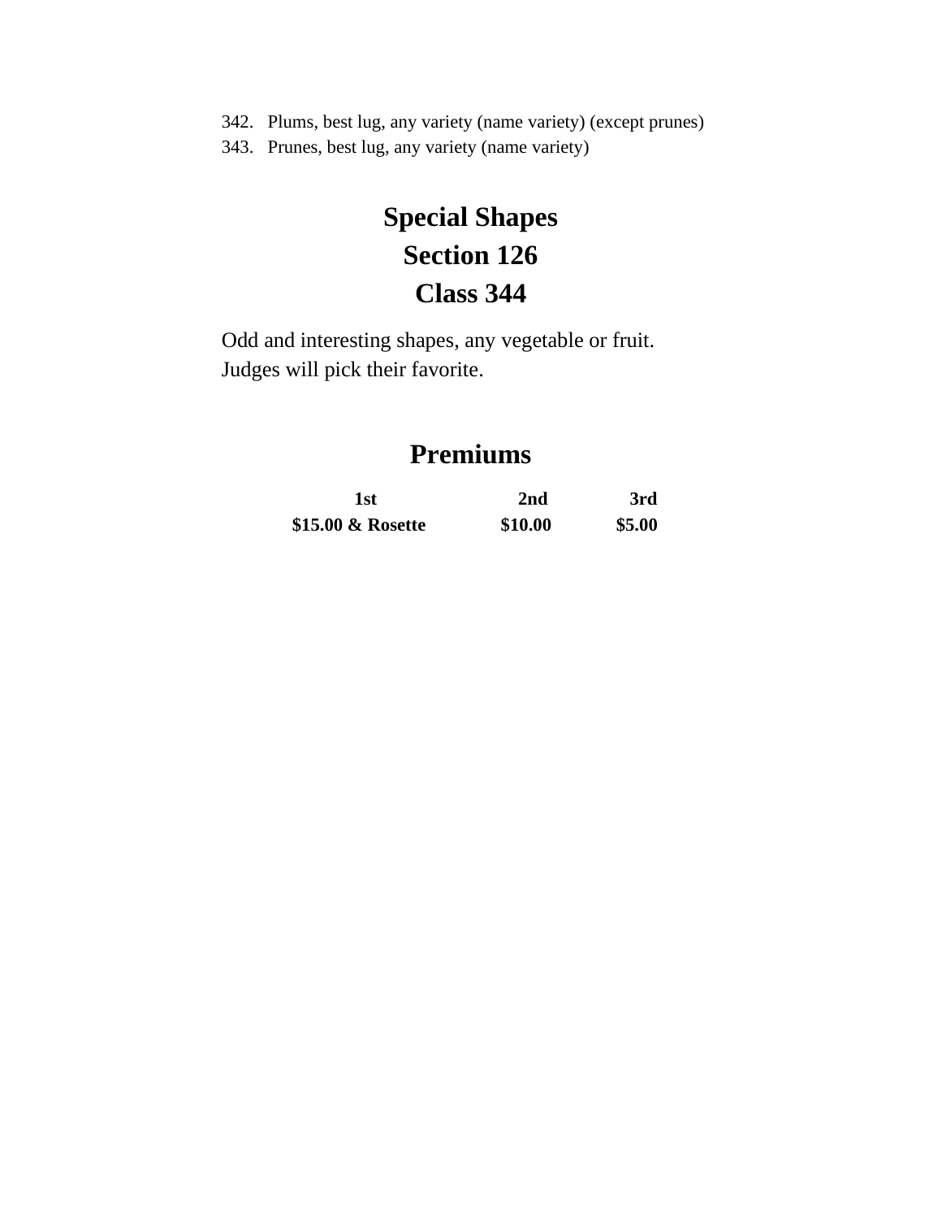342. Plums, best lug, any variety (name variety) (except prunes)
343. Prunes, best lug, any variety (name variety)

# Special Shapes
# Section 126
# Class 344

Odd and interesting shapes, any vegetable or fruit.
Judges will pick their favorite.

## Premiums

| 1st | 2nd | 3rd |
|---|---|---|
| **$15.00 & Rosette** | **$10.00** | **$5.00** |